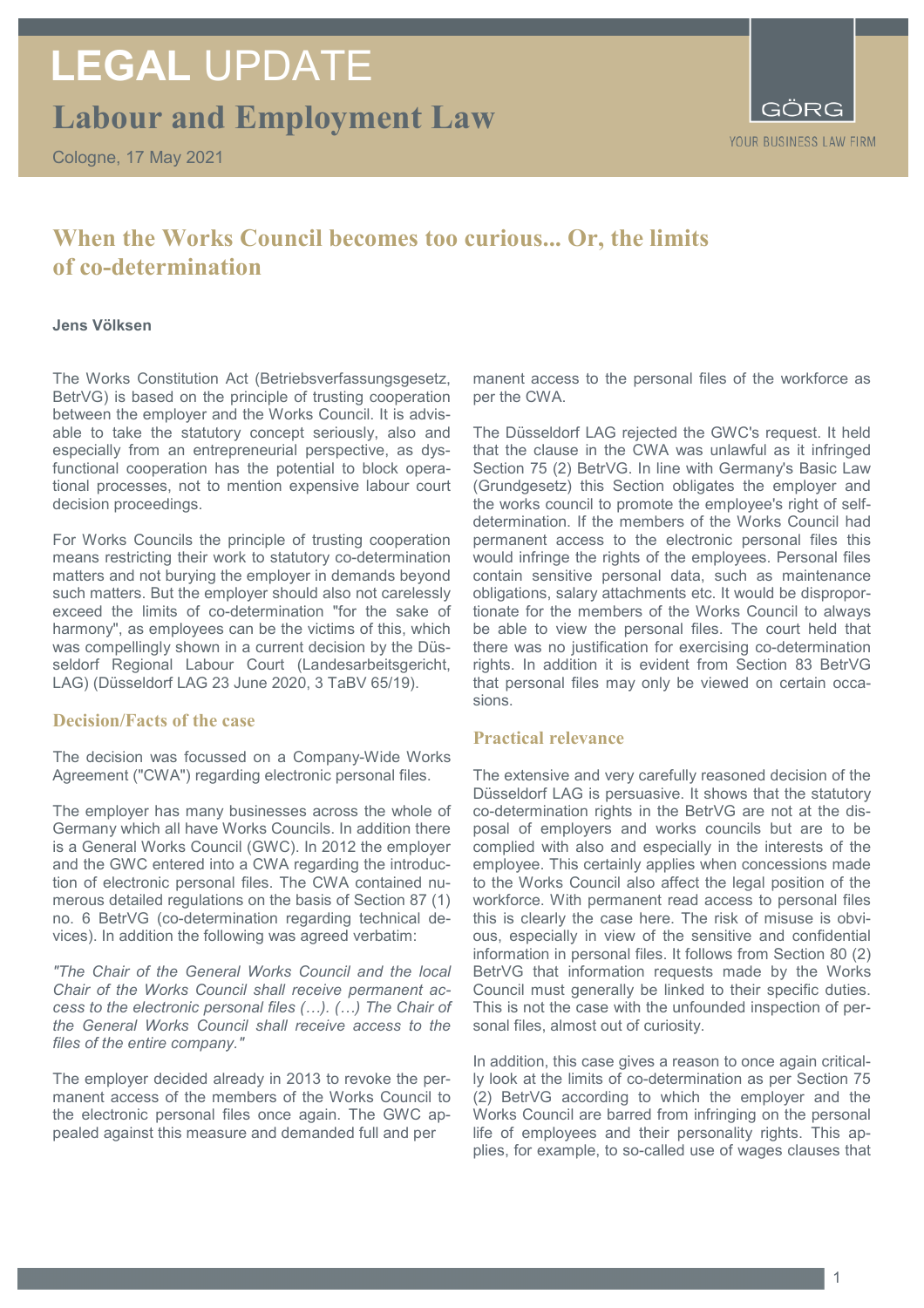# LEGAL UPDATE

## Labour and Employment Law

Cologne, 17 May 2021

GÖRG
YOUR BUSINESS LAW FIRM

## When the Works Council becomes too curious... Or, the limits of co-determination

**Jens Völksen**

The Works Constitution Act (Betriebsverfassungsgesetz, BetrVG) is based on the principle of trusting cooperation between the employer and the Works Council. It is advisable to take the statutory concept seriously, also and especially from an entrepreneurial perspective, as dysfunctional cooperation has the potential to block operational processes, not to mention expensive labour court decision proceedings.

For Works Councils the principle of trusting cooperation means restricting their work to statutory co-determination matters and not burying the employer in demands beyond such matters. But the employer should also not carelessly exceed the limits of co-determination "for the sake of harmony", as employees can be the victims of this, which was compellingly shown in a current decision by the Düsseldorf Regional Labour Court (Landesarbeitsgericht, LAG) (Düsseldorf LAG 23 June 2020, 3 TaBV 65/19).

### Decision/Facts of the case

The decision was focussed on a Company-Wide Works Agreement ("CWA") regarding electronic personal files.

The employer has many businesses across the whole of Germany which all have Works Councils. In addition there is a General Works Council (GWC). In 2012 the employer and the GWC entered into a CWA regarding the introduction of electronic personal files. The CWA contained numerous detailed regulations on the basis of Section 87 (1) no. 6 BetrVG (co-determination regarding technical devices). In addition the following was agreed verbatim:

*"The Chair of the General Works Council and the local Chair of the Works Council shall receive permanent access to the electronic personal files (…). (…) The Chair of the General Works Council shall receive access to the files of the entire company."*

The employer decided already in 2013 to revoke the permanent access of the members of the Works Council to the electronic personal files once again. The GWC appealed against this measure and demanded full and permanent access to the personal files of the workforce as per the CWA.

The Düsseldorf LAG rejected the GWC's request. It held that the clause in the CWA was unlawful as it infringed Section 75 (2) BetrVG. In line with Germany's Basic Law (Grundgesetz) this Section obligates the employer and the works council to promote the employee's right of self-determination. If the members of the Works Council had permanent access to the electronic personal files this would infringe the rights of the employees. Personal files contain sensitive personal data, such as maintenance obligations, salary attachments etc. It would be disproportionate for the members of the Works Council to always be able to view the personal files. The court held that there was no justification for exercising co-determination rights. In addition it is evident from Section 83 BetrVG that personal files may only be viewed on certain occasions.

### Practical relevance

The extensive and very carefully reasoned decision of the Düsseldorf LAG is persuasive. It shows that the statutory co-determination rights in the BetrVG are not at the disposal of employers and works councils but are to be complied with also and especially in the interests of the employee. This certainly applies when concessions made to the Works Council also affect the legal position of the workforce. With permanent read access to personal files this is clearly the case here. The risk of misuse is obvious, especially in view of the sensitive and confidential information in personal files. It follows from Section 80 (2) BetrVG that information requests made by the Works Council must generally be linked to their specific duties. This is not the case with the unfounded inspection of personal files, almost out of curiosity.

In addition, this case gives a reason to once again critically look at the limits of co-determination as per Section 75 (2) BetrVG according to which the employer and the Works Council are barred from infringing on the personal life of employees and their personality rights. This applies, for example, to so-called use of wages clauses that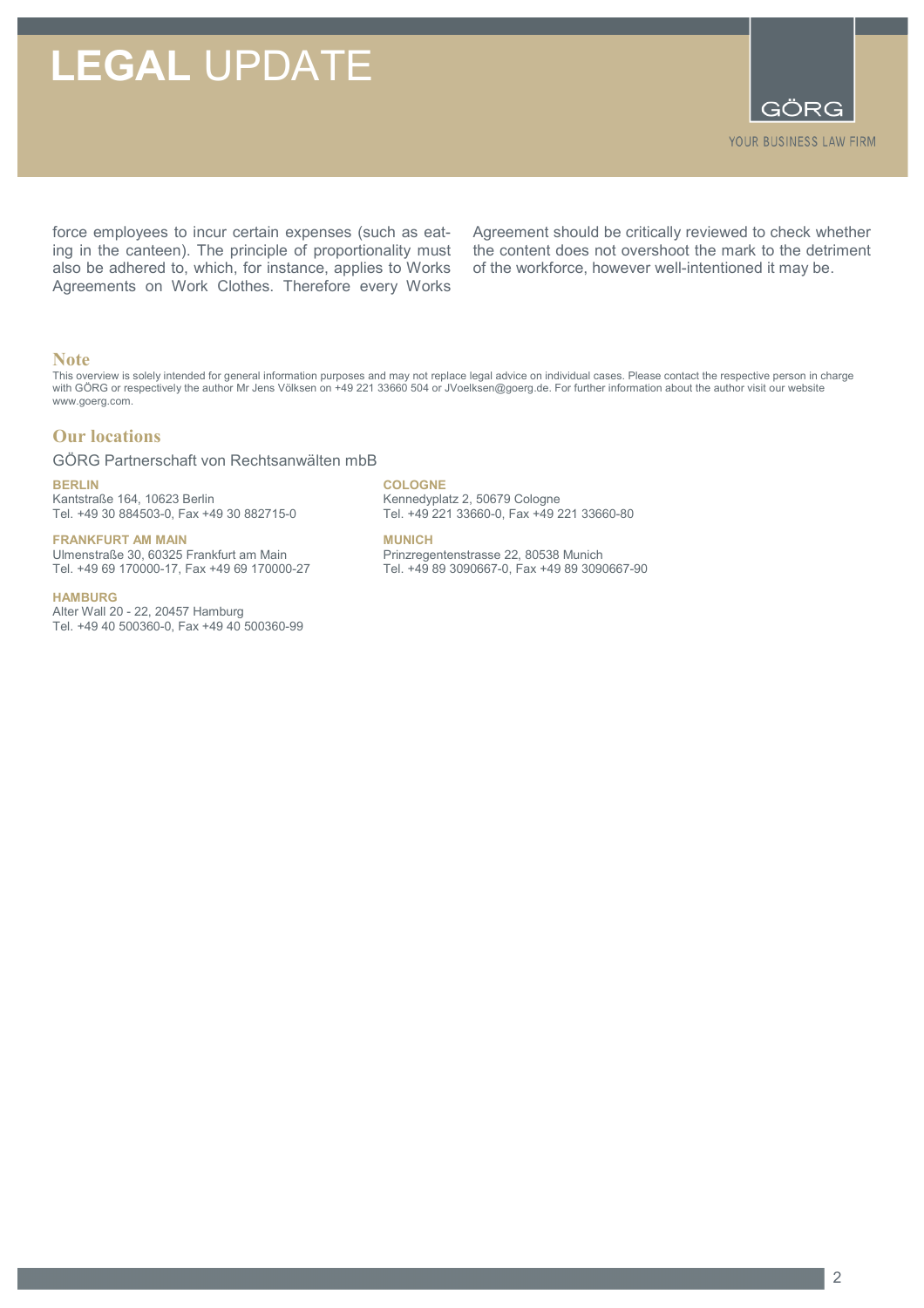force employees to incur certain expenses (such as eating in the canteen). The principle of proportionality must also be adhered to, which, for instance, applies to Works Agreements on Work Clothes. Therefore every Works Agreement should be critically reviewed to check whether the content does not overshoot the mark to the detriment of the workforce, however well-intentioned it may be.

## Note

This overview is solely intended for general information purposes and may not replace legal advice on individual cases. Please contact the respective person in charge with GÖRG or respectively the author Mr Jens Völksen on +49 221 33660 504 or JVoelksen@goerg.de. For further information about the author visit our website www.goerg.com.

## Our locations

GÖRG Partnerschaft von Rechtsanwälten mbB

**BERLIN**
Kantstraße 164, 10623 Berlin
Tel. +49 30 884503-0, Fax +49 30 882715-0

**FRANKFURT AM MAIN**
Ulmenstraße 30, 60325 Frankfurt am Main
Tel. +49 69 170000-17, Fax +49 69 170000-27

**HAMBURG**
Alter Wall 20 - 22, 20457 Hamburg
Tel. +49 40 500360-0, Fax +49 40 500360-99

**COLOGNE**
Kennedyplatz 2, 50679 Cologne
Tel. +49 221 33660-0, Fax +49 221 33660-80

**MUNICH**
Prinzregentenstrasse 22, 80538 Munich
Tel. +49 89 3090667-0, Fax +49 89 3090667-90